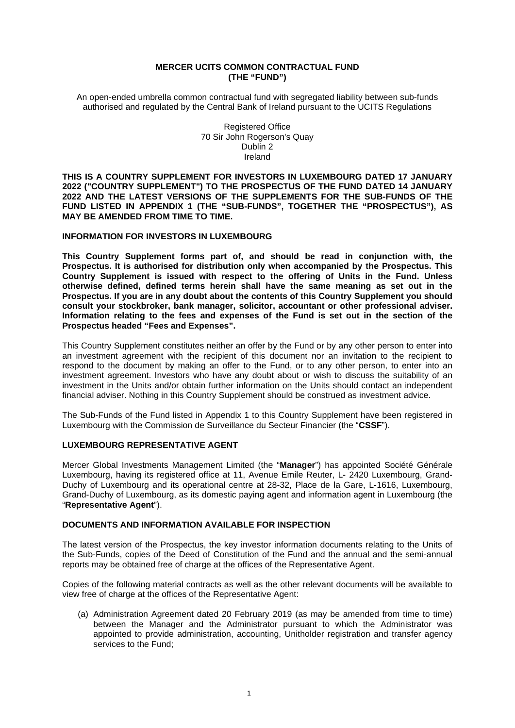# MERCER UCITS COMMON CONTRACTUAL FUND
# (THE "FUND")

An open-ended umbrella common contractual fund with segregated liability between sub-funds authorised and regulated by the Central Bank of Ireland pursuant to the UCITS Regulations

Registered Office
70 Sir John Rogerson's Quay
Dublin 2
Ireland

**THIS IS A COUNTRY SUPPLEMENT FOR INVESTORS IN LUXEMBOURG DATED 17 JANUARY 2022 ("COUNTRY SUPPLEMENT") TO THE PROSPECTUS OF THE FUND DATED 14 JANUARY 2022 AND THE LATEST VERSIONS OF THE SUPPLEMENTS FOR THE SUB-FUNDS OF THE FUND LISTED IN APPENDIX 1 (THE "SUB-FUNDS", TOGETHER THE "PROSPECTUS"), AS MAY BE AMENDED FROM TIME TO TIME.**

## INFORMATION FOR INVESTORS IN LUXEMBOURG

**This Country Supplement forms part of, and should be read in conjunction with, the Prospectus. It is authorised for distribution only when accompanied by the Prospectus. This Country Supplement is issued with respect to the offering of Units in the Fund. Unless otherwise defined, defined terms herein shall have the same meaning as set out in the Prospectus. If you are in any doubt about the contents of this Country Supplement you should consult your stockbroker, bank manager, solicitor, accountant or other professional adviser. Information relating to the fees and expenses of the Fund is set out in the section of the Prospectus headed "Fees and Expenses".**

This Country Supplement constitutes neither an offer by the Fund or by any other person to enter into an investment agreement with the recipient of this document nor an invitation to the recipient to respond to the document by making an offer to the Fund, or to any other person, to enter into an investment agreement. Investors who have any doubt about or wish to discuss the suitability of an investment in the Units and/or obtain further information on the Units should contact an independent financial adviser. Nothing in this Country Supplement should be construed as investment advice.

The Sub-Funds of the Fund listed in Appendix 1 to this Country Supplement have been registered in Luxembourg with the Commission de Surveillance du Secteur Financier (the "**CSSF**").

## LUXEMBOURG REPRESENTATIVE AGENT

Mercer Global Investments Management Limited (the "**Manager**") has appointed Société Générale Luxembourg, having its registered office at 11, Avenue Emile Reuter, L- 2420 Luxembourg, Grand-Duchy of Luxembourg and its operational centre at 28-32, Place de la Gare, L-1616, Luxembourg, Grand-Duchy of Luxembourg, as its domestic paying agent and information agent in Luxembourg (the "**Representative Agent**").

## DOCUMENTS AND INFORMATION AVAILABLE FOR INSPECTION

The latest version of the Prospectus, the key investor information documents relating to the Units of the Sub-Funds, copies of the Deed of Constitution of the Fund and the annual and the semi-annual reports may be obtained free of charge at the offices of the Representative Agent.

Copies of the following material contracts as well as the other relevant documents will be available to view free of charge at the offices of the Representative Agent:

(a) Administration Agreement dated 20 February 2019 (as may be amended from time to time) between the Manager and the Administrator pursuant to which the Administrator was appointed to provide administration, accounting, Unitholder registration and transfer agency services to the Fund;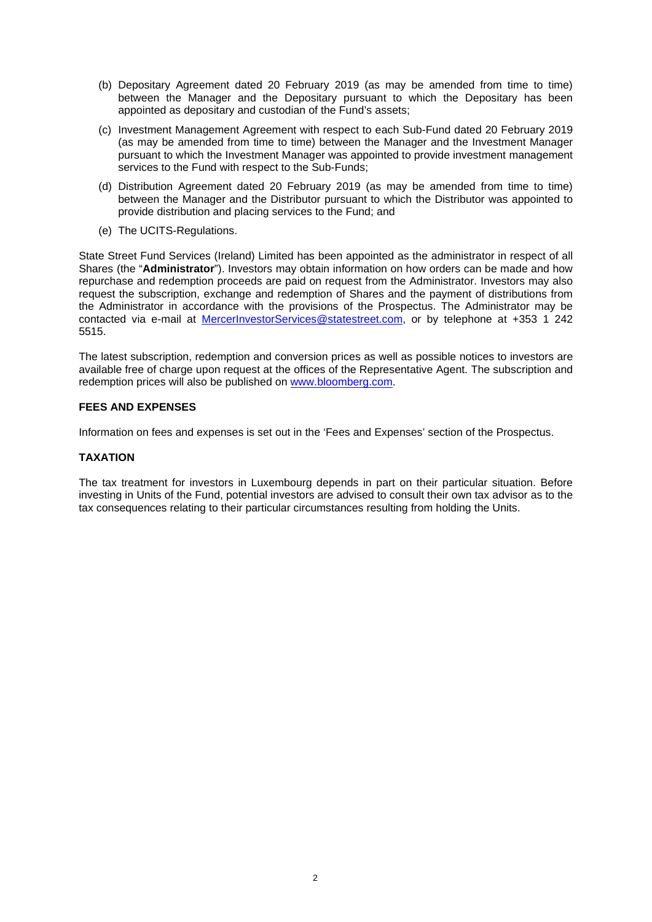(b) Depositary Agreement dated 20 February 2019 (as may be amended from time to time) between the Manager and the Depositary pursuant to which the Depositary has been appointed as depositary and custodian of the Fund's assets;

(c) Investment Management Agreement with respect to each Sub-Fund dated 20 February 2019 (as may be amended from time to time) between the Manager and the Investment Manager pursuant to which the Investment Manager was appointed to provide investment management services to the Fund with respect to the Sub-Funds;

(d) Distribution Agreement dated 20 February 2019 (as may be amended from time to time) between the Manager and the Distributor pursuant to which the Distributor was appointed to provide distribution and placing services to the Fund; and

(e) The UCITS-Regulations.

State Street Fund Services (Ireland) Limited has been appointed as the administrator in respect of all Shares (the "**Administrator**"). Investors may obtain information on how orders can be made and how repurchase and redemption proceeds are paid on request from the Administrator. Investors may also request the subscription, exchange and redemption of Shares and the payment of distributions from the Administrator in accordance with the provisions of the Prospectus. The Administrator may be contacted via e-mail at MercerInvestorServices@statestreet.com, or by telephone at +353 1 242 5515.

The latest subscription, redemption and conversion prices as well as possible notices to investors are available free of charge upon request at the offices of the Representative Agent. The subscription and redemption prices will also be published on www.bloomberg.com.

## FEES AND EXPENSES

Information on fees and expenses is set out in the 'Fees and Expenses' section of the Prospectus.

## TAXATION

The tax treatment for investors in Luxembourg depends in part on their particular situation. Before investing in Units of the Fund, potential investors are advised to consult their own tax advisor as to the tax consequences relating to their particular circumstances resulting from holding the Units.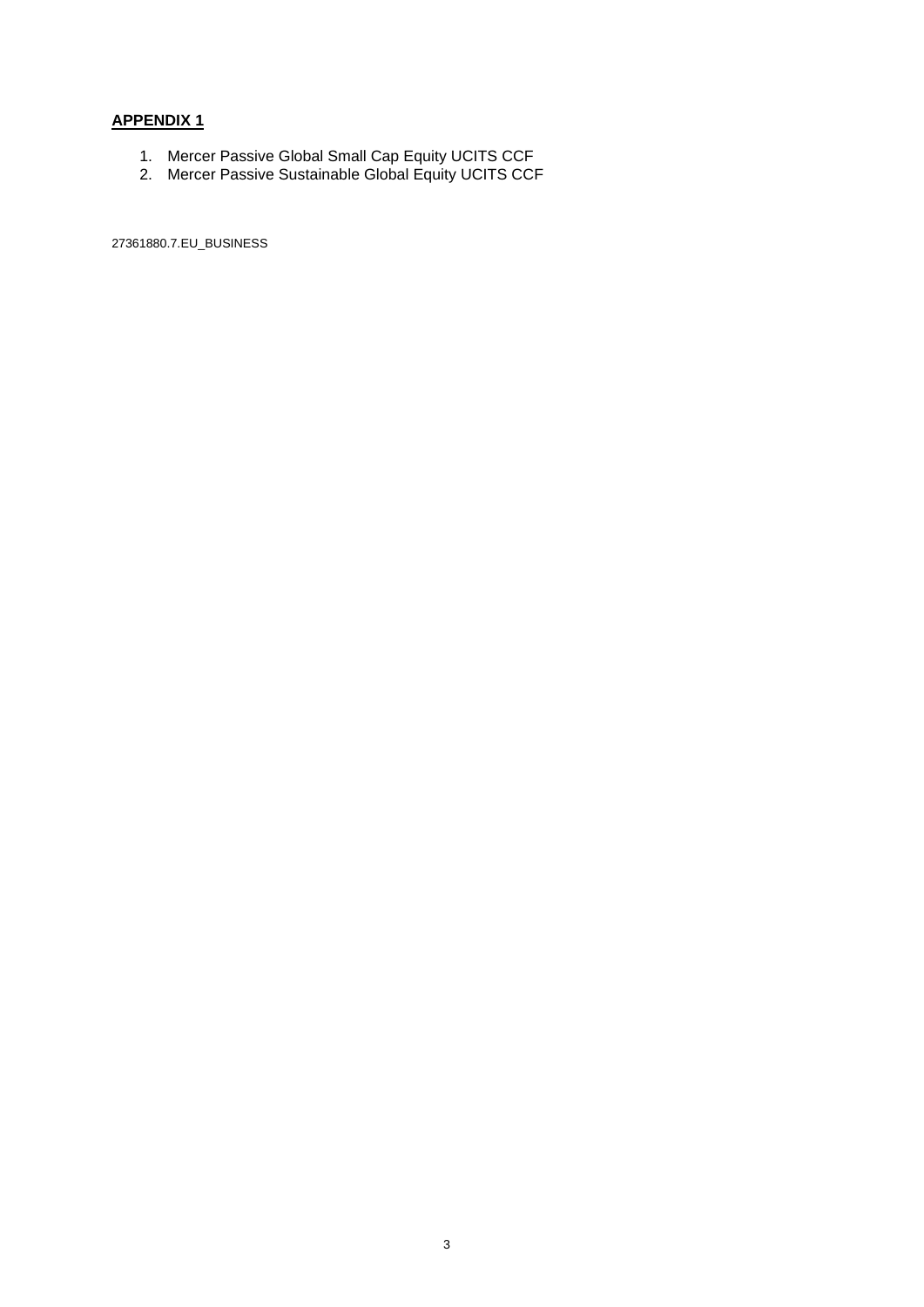**APPENDIX 1**

1. Mercer Passive Global Small Cap Equity UCITS CCF
2. Mercer Passive Sustainable Global Equity UCITS CCF

27361880.7.EU_BUSINESS